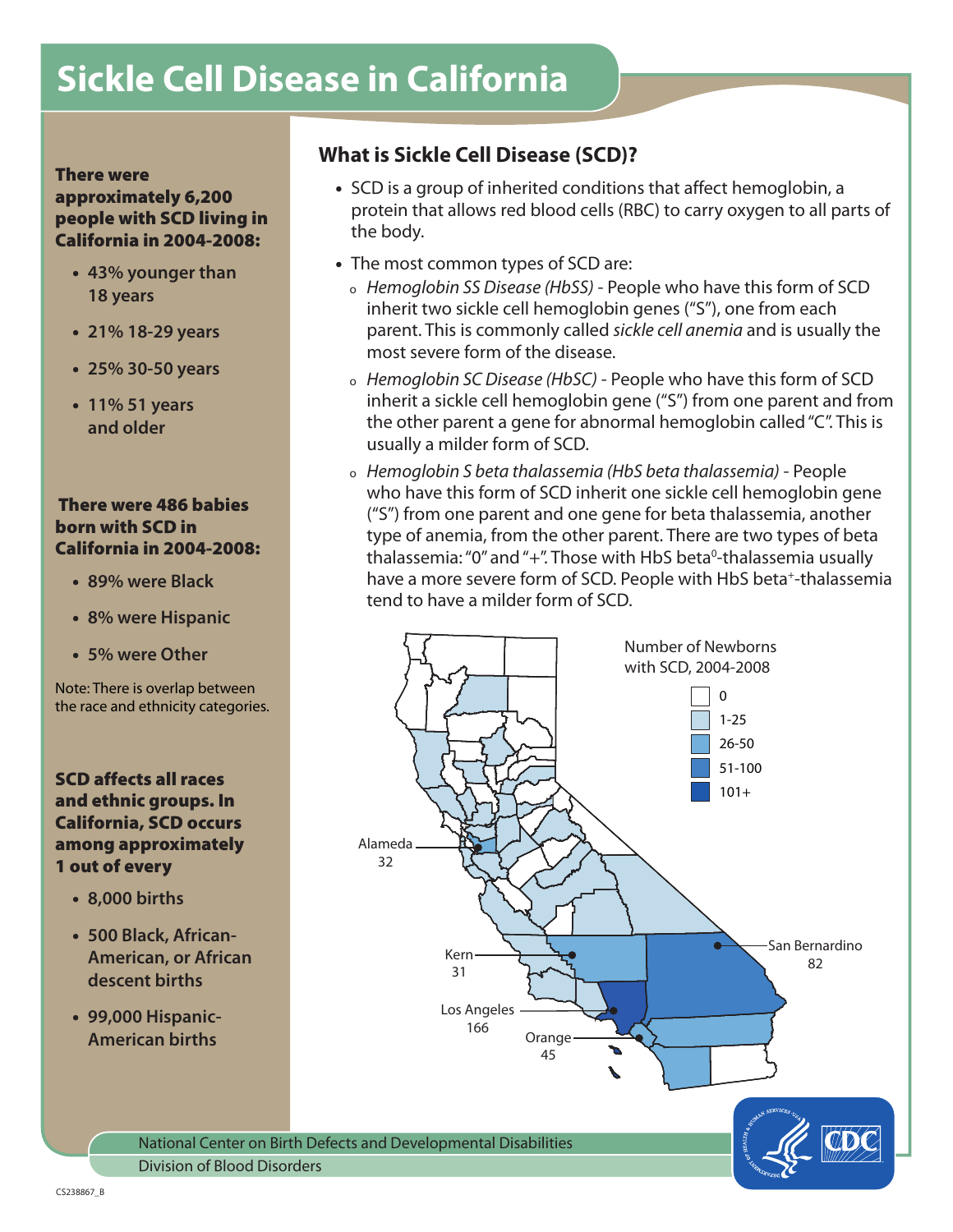# Sickle Cell Disease in California

**There were approximately 6,200 people with SCD living in California in 2004-2008:**

- 43% younger than 18 years
- 21% 18-29 years
- 25% 30-50 years
- 11% 51 years and older

**There were 486 babies born with SCD in California in 2004-2008:**

- 89% were Black
- 8% were Hispanic
- 5% were Other

Note: There is overlap between the race and ethnicity categories.

**SCD affects all races and ethnic groups. In California, SCD occurs among approximately 1 out of every**

- 8,000 births
- 500 Black, African-American, or African descent births
- 99,000 Hispanic-American births

## What is Sickle Cell Disease (SCD)?

- SCD is a group of inherited conditions that affect hemoglobin, a protein that allows red blood cells (RBC) to carry oxygen to all parts of the body.
- The most common types of SCD are:
  - *Hemoglobin SS Disease (HbSS)* - People who have this form of SCD inherit two sickle cell hemoglobin genes ("S"), one from each parent. This is commonly called *sickle cell anemia* and is usually the most severe form of the disease.
  - *Hemoglobin SC Disease (HbSC)* - People who have this form of SCD inherit a sickle cell hemoglobin gene ("S") from one parent and from the other parent a gene for abnormal hemoglobin called "C". This is usually a milder form of SCD.
  - *Hemoglobin S beta thalassemia (HbS beta thalassemia)* - People who have this form of SCD inherit one sickle cell hemoglobin gene ("S") from one parent and one gene for beta thalassemia, another type of anemia, from the other parent. There are two types of beta thalassemia: "0" and "+". Those with HbS beta$^0$-thalassemia usually have a more severe form of SCD. People with HbS beta$^+$-thalassemia tend to have a milder form of SCD.

Number of Newborns with SCD, 2004-2008

- 0
- 1-25
- 26-50
- 51-100
- 101+

Alameda 32

Kern 31

Los Angeles 166

Orange 45

San Bernardino 82

National Center on Birth Defects and Developmental Disabilities
Division of Blood Disorders

CS238867_B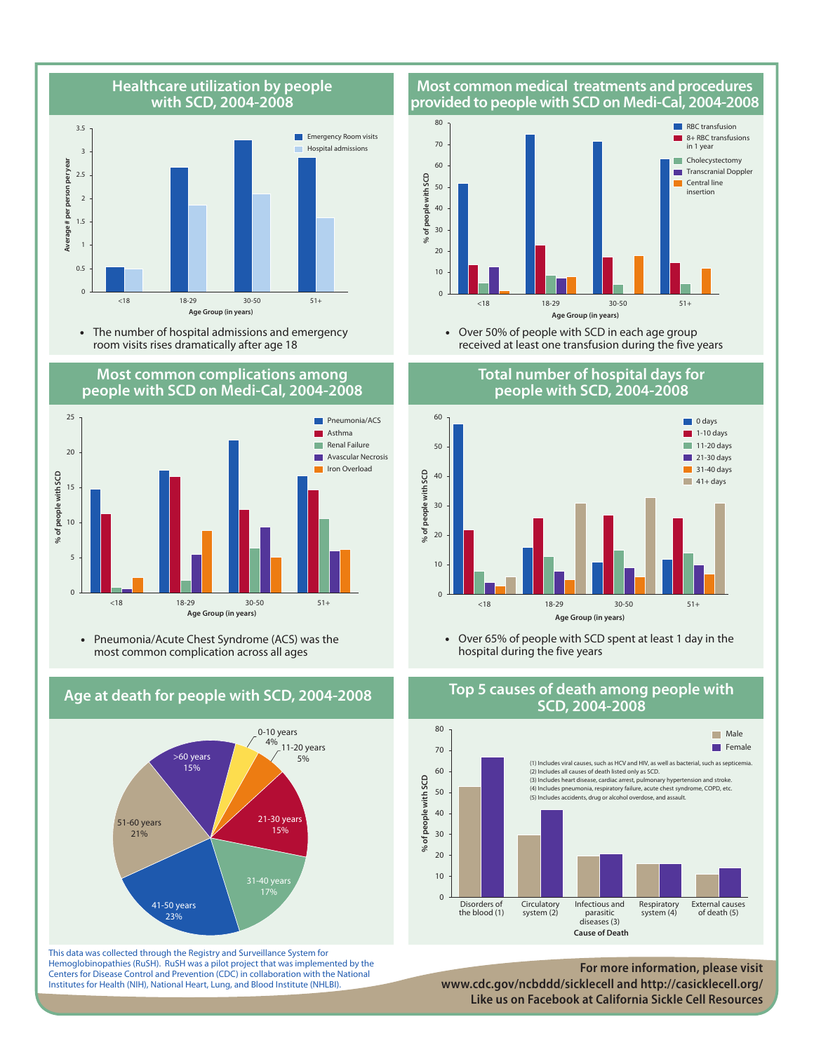## Healthcare utilization by people with SCD, 2004-2008

Average # per person per year

3.5
3
2.5
2
1.5
1
0.5
0

Emergency Room visits
Hospital admissions

<18
18-29
30-50
51+

Age Group (in years)

- The number of hospital admissions and emergency room visits rises dramatically after age 18

## Most common medical treatments and procedures provided to people with SCD on Medi-Cal, 2004-2008

% of people with SCD

80
70
60
50
40
30
20
10
0

RBC transfusion
8+ RBC transfusions in 1 year
Cholecystectomy
Transcranial Doppler
Central line insertion

<18
18-29
30-50
51+

Age Group (in years)

- Over 50% of people with SCD in each age group received at least one transfusion during the five years

## Most common complications among people with SCD on Medi-Cal, 2004-2008

% of people with SCD

25
20
15
10
5
0

Pneumonia/ACS
Asthma
Renal Failure
Avascular Necrosis
Iron Overload

<18
18-29
30-50
51+

Age Group (in years)

- Pneumonia/Acute Chest Syndrome (ACS) was the most common complication across all ages

## Total number of hospital days for people with SCD, 2004-2008

% of people with SCD

60
50
40
30
20
10
0

0 days
1-10 days
11-20 days
21-30 days
31-40 days
41+ days

<18
18-29
30-50
51+

Age Group (in years)

- Over 65% of people with SCD spent at least 1 day in the hospital during the five years

## Age at death for people with SCD, 2004-2008

0-10 years 4%
11-20 years 5%
21-30 years 15%
31-40 years 17%
41-50 years 23%
51-60 years 21%
>60 years 15%

## Top 5 causes of death among people with SCD, 2004-2008

% of people with SCD

80
70
60
50
40
30
20
10
0

Male
Female

(1) Includes viral causes, such as HCV and HIV, as well as bacterial, such as septicemia.
(2) Includes all causes of death listed only as SCD.
(3) Includes heart disease, cardiac arrest, pulmonary hypertension and stroke.
(4) Includes pneumonia, respiratory failure, acute chest syndrome, COPD, etc.
(5) Includes accidents, drug or alcohol overdose, and assault.

Disorders of the blood (1)
Circulatory system (2)
Infectious and parasitic diseases (3)
Respiratory system (4)
External causes of death (5)

Cause of Death

This data was collected through the Registry and Surveillance System for Hemoglobinopathies (RuSH). RuSH was a pilot project that was implemented by the Centers for Disease Control and Prevention (CDC) in collaboration with the National Institutes for Health (NIH), National Heart, Lung, and Blood Institute (NHLBI).

**For more information, please visit**
**www.cdc.gov/ncbddd/sicklecell and http://casicklecell.org/**
**Like us on Facebook at California Sickle Cell Resources**